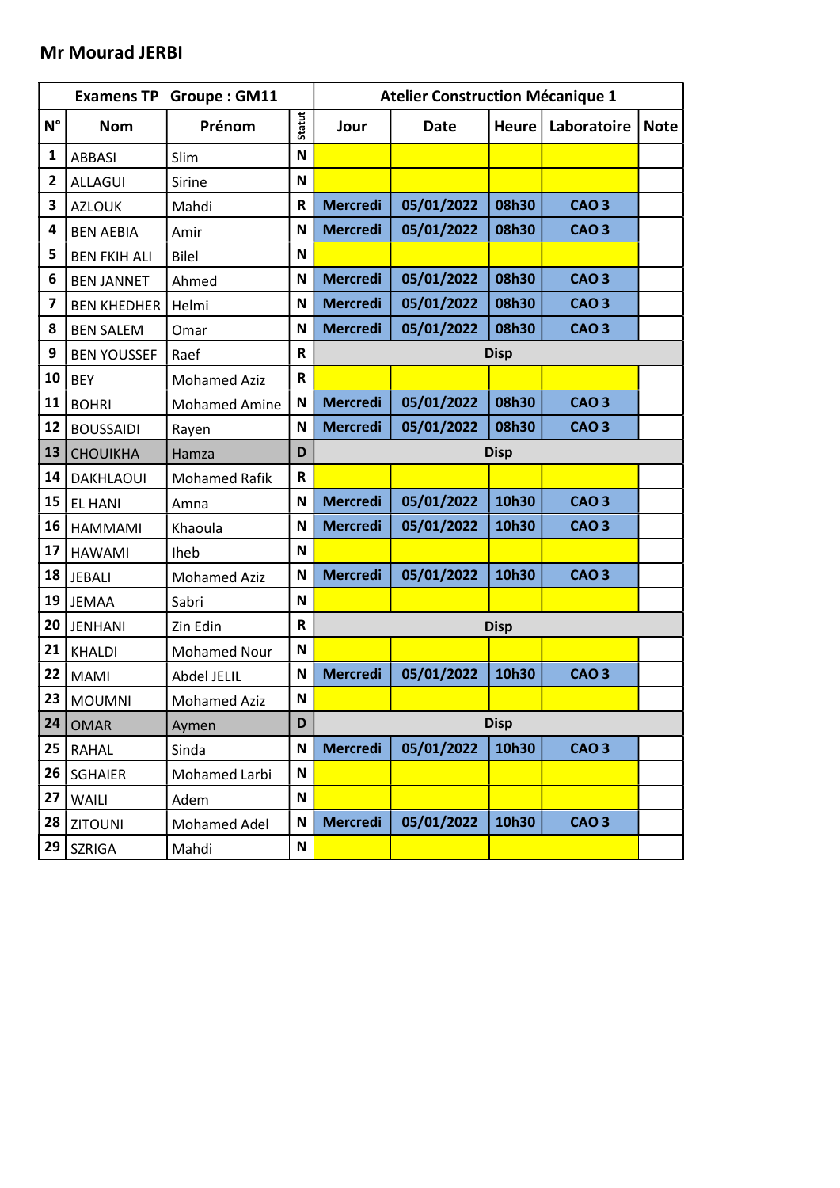## Mr Mourad JERBI

| Examens TP | Groupe : GM11 | | | Atelier Construction Mécanique 1 | | | | |
|---|---|---|---|---|---|---|---|---|
| N° | Nom | Prénom | Statut | Jour | Date | Heure | Laboratoire | Note |
| 1 | ABBASI | Slim | N | | | | | |
| 2 | ALLAGUI | Sirine | N | | | | | |
| 3 | AZLOUK | Mahdi | R | Mercredi | 05/01/2022 | 08h30 | CAO 3 | |
| 4 | BEN AEBIA | Amir | N | Mercredi | 05/01/2022 | 08h30 | CAO 3 | |
| 5 | BEN FKIH ALI | Bilel | N | | | | | |
| 6 | BEN JANNET | Ahmed | N | Mercredi | 05/01/2022 | 08h30 | CAO 3 | |
| 7 | BEN KHEDHER | Helmi | N | Mercredi | 05/01/2022 | 08h30 | CAO 3 | |
| 8 | BEN SALEM | Omar | N | Mercredi | 05/01/2022 | 08h30 | CAO 3 | |
| 9 | BEN YOUSSEF | Raef | R | Disp | | | | |
| 10 | BEY | Mohamed Aziz | R | | | | | |
| 11 | BOHRI | Mohamed Amine | N | Mercredi | 05/01/2022 | 08h30 | CAO 3 | |
| 12 | BOUSSAIDI | Rayen | N | Mercredi | 05/01/2022 | 08h30 | CAO 3 | |
| 13 | CHOUIKHA | Hamza | D | Disp | | | | |
| 14 | DAKHLAOUI | Mohamed Rafik | R | | | | | |
| 15 | EL HANI | Amna | N | Mercredi | 05/01/2022 | 10h30 | CAO 3 | |
| 16 | HAMMAMI | Khaoula | N | Mercredi | 05/01/2022 | 10h30 | CAO 3 | |
| 17 | HAWAMI | Iheb | N | | | | | |
| 18 | JEBALI | Mohamed Aziz | N | Mercredi | 05/01/2022 | 10h30 | CAO 3 | |
| 19 | JEMAA | Sabri | N | | | | | |
| 20 | JENHANI | Zin Edin | R | Disp | | | | |
| 21 | KHALDI | Mohamed Nour | N | | | | | |
| 22 | MAMI | Abdel JELIL | N | Mercredi | 05/01/2022 | 10h30 | CAO 3 | |
| 23 | MOUMNI | Mohamed Aziz | N | | | | | |
| 24 | OMAR | Aymen | D | Disp | | | | |
| 25 | RAHAL | Sinda | N | Mercredi | 05/01/2022 | 10h30 | CAO 3 | |
| 26 | SGHAIER | Mohamed Larbi | N | | | | | |
| 27 | WAILI | Adem | N | | | | | |
| 28 | ZITOUNI | Mohamed Adel | N | Mercredi | 05/01/2022 | 10h30 | CAO 3 | |
| 29 | SZRIGA | Mahdi | N | | | | | |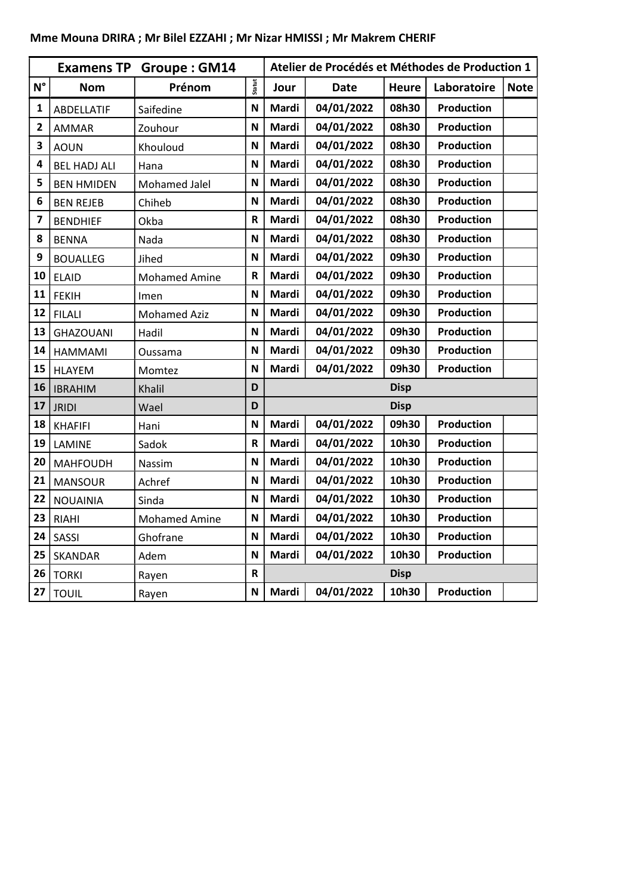**Mme Mouna DRIRA ; Mr Bilel EZZAHI ; Mr Nizar HMISSI ; Mr Makrem CHERIF**

| Examens TP Groupe : GM14 | | | | Atelier de Procédés et Méthodes de Production 1 | | | | |
|---|---|---|---|---|---|---|---|---|
| N° | Nom | Prénom | Statut | Jour | Date | Heure | Laboratoire | Note |
| 1 | ABDELLATIF | Saifedine | N | Mardi | 04/01/2022 | 08h30 | Production | |
| 2 | AMMAR | Zouhour | N | Mardi | 04/01/2022 | 08h30 | Production | |
| 3 | AOUN | Khouloud | N | Mardi | 04/01/2022 | 08h30 | Production | |
| 4 | BEL HADJ ALI | Hana | N | Mardi | 04/01/2022 | 08h30 | Production | |
| 5 | BEN HMIDEN | Mohamed Jalel | N | Mardi | 04/01/2022 | 08h30 | Production | |
| 6 | BEN REJEB | Chiheb | N | Mardi | 04/01/2022 | 08h30 | Production | |
| 7 | BENDHIEF | Okba | R | Mardi | 04/01/2022 | 08h30 | Production | |
| 8 | BENNA | Nada | N | Mardi | 04/01/2022 | 08h30 | Production | |
| 9 | BOUALLEG | Jihed | N | Mardi | 04/01/2022 | 09h30 | Production | |
| 10 | ELAID | Mohamed Amine | R | Mardi | 04/01/2022 | 09h30 | Production | |
| 11 | FEKIH | Imen | N | Mardi | 04/01/2022 | 09h30 | Production | |
| 12 | FILALI | Mohamed Aziz | N | Mardi | 04/01/2022 | 09h30 | Production | |
| 13 | GHAZOUANI | Hadil | N | Mardi | 04/01/2022 | 09h30 | Production | |
| 14 | HAMMAMI | Oussama | N | Mardi | 04/01/2022 | 09h30 | Production | |
| 15 | HLAYEM | Momtez | N | Mardi | 04/01/2022 | 09h30 | Production | |
| 16 | IBRAHIM | Khalil | D | Disp | | | | |
| 17 | JRIDI | Wael | D | Disp | | | | |
| 18 | KHAFIFI | Hani | N | Mardi | 04/01/2022 | 09h30 | Production | |
| 19 | LAMINE | Sadok | R | Mardi | 04/01/2022 | 10h30 | Production | |
| 20 | MAHFOUDH | Nassim | N | Mardi | 04/01/2022 | 10h30 | Production | |
| 21 | MANSOUR | Achref | N | Mardi | 04/01/2022 | 10h30 | Production | |
| 22 | NOUAINIA | Sinda | N | Mardi | 04/01/2022 | 10h30 | Production | |
| 23 | RIAHI | Mohamed Amine | N | Mardi | 04/01/2022 | 10h30 | Production | |
| 24 | SASSI | Ghofrane | N | Mardi | 04/01/2022 | 10h30 | Production | |
| 25 | SKANDAR | Adem | N | Mardi | 04/01/2022 | 10h30 | Production | |
| 26 | TORKI | Rayen | R | Disp | | | | |
| 27 | TOUIL | Rayen | N | Mardi | 04/01/2022 | 10h30 | Production | |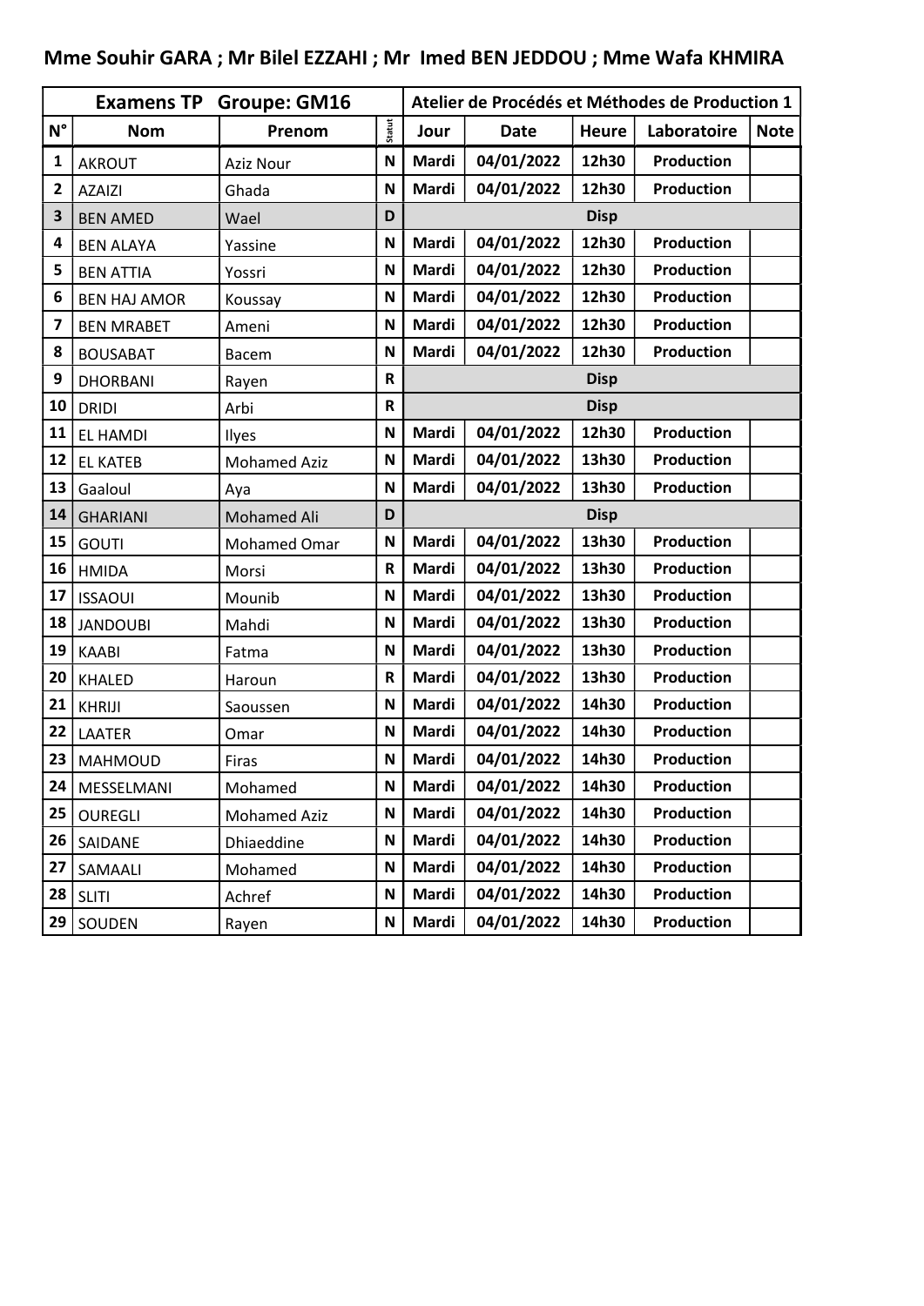**Mme Souhir GARA ; Mr Bilel EZZAHI ; Mr Imed BEN JEDDOU ; Mme Wafa KHMIRA**

| Examens TP Groupe: GM16 | | | | Atelier de Procédés et Méthodes de Production 1 | | | | |
|---|---|---|---|---|---|---|---|---|
| N° | Nom | Prenom | Statut | Jour | Date | Heure | Laboratoire | Note |
| 1 | AKROUT | Aziz Nour | N | Mardi | 04/01/2022 | 12h30 | Production | |
| 2 | AZAIZI | Ghada | N | Mardi | 04/01/2022 | 12h30 | Production | |
| 3 | BEN AMED | Wael | D | Disp | | | | |
| 4 | BEN ALAYA | Yassine | N | Mardi | 04/01/2022 | 12h30 | Production | |
| 5 | BEN ATTIA | Yossri | N | Mardi | 04/01/2022 | 12h30 | Production | |
| 6 | BEN HAJ AMOR | Koussay | N | Mardi | 04/01/2022 | 12h30 | Production | |
| 7 | BEN MRABET | Ameni | N | Mardi | 04/01/2022 | 12h30 | Production | |
| 8 | BOUSABAT | Bacem | N | Mardi | 04/01/2022 | 12h30 | Production | |
| 9 | DHORBANI | Rayen | R | Disp | | | | |
| 10 | DRIDI | Arbi | R | Disp | | | | |
| 11 | EL HAMDI | Ilyes | N | Mardi | 04/01/2022 | 12h30 | Production | |
| 12 | EL KATEB | Mohamed Aziz | N | Mardi | 04/01/2022 | 13h30 | Production | |
| 13 | Gaaloul | Aya | N | Mardi | 04/01/2022 | 13h30 | Production | |
| 14 | GHARIANI | Mohamed Ali | D | Disp | | | | |
| 15 | GOUTI | Mohamed Omar | N | Mardi | 04/01/2022 | 13h30 | Production | |
| 16 | HMIDA | Morsi | R | Mardi | 04/01/2022 | 13h30 | Production | |
| 17 | ISSAOUI | Mounib | N | Mardi | 04/01/2022 | 13h30 | Production | |
| 18 | JANDOUBI | Mahdi | N | Mardi | 04/01/2022 | 13h30 | Production | |
| 19 | KAABI | Fatma | N | Mardi | 04/01/2022 | 13h30 | Production | |
| 20 | KHALED | Haroun | R | Mardi | 04/01/2022 | 13h30 | Production | |
| 21 | KHRIJI | Saoussen | N | Mardi | 04/01/2022 | 14h30 | Production | |
| 22 | LAATER | Omar | N | Mardi | 04/01/2022 | 14h30 | Production | |
| 23 | MAHMOUD | Firas | N | Mardi | 04/01/2022 | 14h30 | Production | |
| 24 | MESSELMANI | Mohamed | N | Mardi | 04/01/2022 | 14h30 | Production | |
| 25 | OUREGLI | Mohamed Aziz | N | Mardi | 04/01/2022 | 14h30 | Production | |
| 26 | SAIDANE | Dhiaeddine | N | Mardi | 04/01/2022 | 14h30 | Production | |
| 27 | SAMAALI | Mohamed | N | Mardi | 04/01/2022 | 14h30 | Production | |
| 28 | SLITI | Achref | N | Mardi | 04/01/2022 | 14h30 | Production | |
| 29 | SOUDEN | Rayen | N | Mardi | 04/01/2022 | 14h30 | Production | |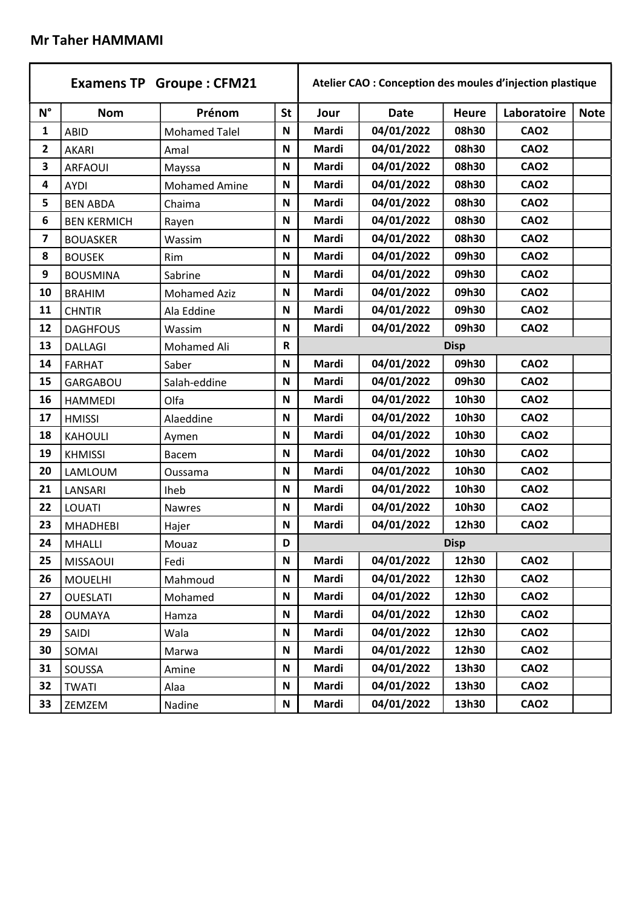**Mr Taher HAMMAMI**

| Examens TP Groupe : CFM21 | | | | Atelier CAO : Conception des moules d'injection plastique | | | | |
|---|---|---|---|---|---|---|---|---|
| N° | Nom | Prénom | St | Jour | Date | Heure | Laboratoire | Note |
| 1 | ABID | Mohamed Talel | N | Mardi | 04/01/2022 | 08h30 | CAO2 | |
| 2 | AKARI | Amal | N | Mardi | 04/01/2022 | 08h30 | CAO2 | |
| 3 | ARFAOUI | Mayssa | N | Mardi | 04/01/2022 | 08h30 | CAO2 | |
| 4 | AYDI | Mohamed Amine | N | Mardi | 04/01/2022 | 08h30 | CAO2 | |
| 5 | BEN ABDA | Chaima | N | Mardi | 04/01/2022 | 08h30 | CAO2 | |
| 6 | BEN KERMICH | Rayen | N | Mardi | 04/01/2022 | 08h30 | CAO2 | |
| 7 | BOUASKER | Wassim | N | Mardi | 04/01/2022 | 08h30 | CAO2 | |
| 8 | BOUSEK | Rim | N | Mardi | 04/01/2022 | 09h30 | CAO2 | |
| 9 | BOUSMINA | Sabrine | N | Mardi | 04/01/2022 | 09h30 | CAO2 | |
| 10 | BRAHIM | Mohamed Aziz | N | Mardi | 04/01/2022 | 09h30 | CAO2 | |
| 11 | CHNTIR | Ala Eddine | N | Mardi | 04/01/2022 | 09h30 | CAO2 | |
| 12 | DAGHFOUS | Wassim | N | Mardi | 04/01/2022 | 09h30 | CAO2 | |
| 13 | DALLAGI | Mohamed Ali | R | Disp | | | | |
| 14 | FARHAT | Saber | N | Mardi | 04/01/2022 | 09h30 | CAO2 | |
| 15 | GARGABOU | Salah-eddine | N | Mardi | 04/01/2022 | 09h30 | CAO2 | |
| 16 | HAMMEDI | Olfa | N | Mardi | 04/01/2022 | 10h30 | CAO2 | |
| 17 | HMISSI | Alaeddine | N | Mardi | 04/01/2022 | 10h30 | CAO2 | |
| 18 | KAHOULI | Aymen | N | Mardi | 04/01/2022 | 10h30 | CAO2 | |
| 19 | KHMISSI | Bacem | N | Mardi | 04/01/2022 | 10h30 | CAO2 | |
| 20 | LAMLOUM | Oussama | N | Mardi | 04/01/2022 | 10h30 | CAO2 | |
| 21 | LANSARI | Iheb | N | Mardi | 04/01/2022 | 10h30 | CAO2 | |
| 22 | LOUATI | Nawres | N | Mardi | 04/01/2022 | 10h30 | CAO2 | |
| 23 | MHADHEBI | Hajer | N | Mardi | 04/01/2022 | 12h30 | CAO2 | |
| 24 | MHALLI | Mouaz | D | Disp | | | | |
| 25 | MISSAOUI | Fedi | N | Mardi | 04/01/2022 | 12h30 | CAO2 | |
| 26 | MOUELHI | Mahmoud | N | Mardi | 04/01/2022 | 12h30 | CAO2 | |
| 27 | OUESLATI | Mohamed | N | Mardi | 04/01/2022 | 12h30 | CAO2 | |
| 28 | OUMAYA | Hamza | N | Mardi | 04/01/2022 | 12h30 | CAO2 | |
| 29 | SAIDI | Wala | N | Mardi | 04/01/2022 | 12h30 | CAO2 | |
| 30 | SOMAI | Marwa | N | Mardi | 04/01/2022 | 12h30 | CAO2 | |
| 31 | SOUSSA | Amine | N | Mardi | 04/01/2022 | 13h30 | CAO2 | |
| 32 | TWATI | Alaa | N | Mardi | 04/01/2022 | 13h30 | CAO2 | |
| 33 | ZEMZEM | Nadine | N | Mardi | 04/01/2022 | 13h30 | CAO2 | |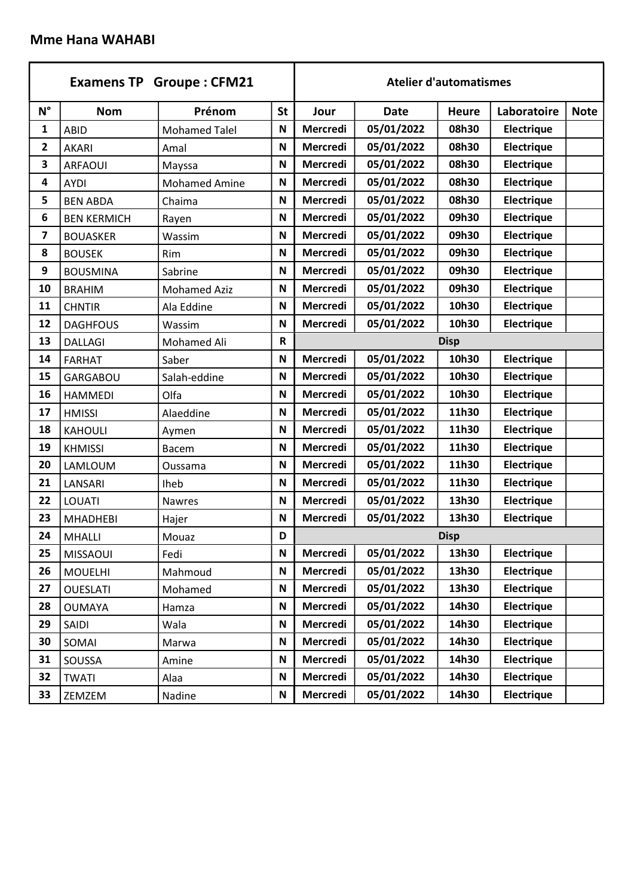**Mme Hana WAHABI**

| Examens TP Groupe : CFM21 | | | | Atelier d'automatismes | | | | |
|---|---|---|---|---|---|---|---|---|
| N° | Nom | Prénom | St | Jour | Date | Heure | Laboratoire | Note |
| 1 | ABID | Mohamed Talel | N | Mercredi | 05/01/2022 | 08h30 | Electrique | |
| 2 | AKARI | Amal | N | Mercredi | 05/01/2022 | 08h30 | Electrique | |
| 3 | ARFAOUI | Mayssa | N | Mercredi | 05/01/2022 | 08h30 | Electrique | |
| 4 | AYDI | Mohamed Amine | N | Mercredi | 05/01/2022 | 08h30 | Electrique | |
| 5 | BEN ABDA | Chaima | N | Mercredi | 05/01/2022 | 08h30 | Electrique | |
| 6 | BEN KERMICH | Rayen | N | Mercredi | 05/01/2022 | 09h30 | Electrique | |
| 7 | BOUASKER | Wassim | N | Mercredi | 05/01/2022 | 09h30 | Electrique | |
| 8 | BOUSEK | Rim | N | Mercredi | 05/01/2022 | 09h30 | Electrique | |
| 9 | BOUSMINA | Sabrine | N | Mercredi | 05/01/2022 | 09h30 | Electrique | |
| 10 | BRAHIM | Mohamed Aziz | N | Mercredi | 05/01/2022 | 09h30 | Electrique | |
| 11 | CHNTIR | Ala Eddine | N | Mercredi | 05/01/2022 | 10h30 | Electrique | |
| 12 | DAGHFOUS | Wassim | N | Mercredi | 05/01/2022 | 10h30 | Electrique | |
| 13 | DALLAGI | Mohamed Ali | R | Disp | | | | |
| 14 | FARHAT | Saber | N | Mercredi | 05/01/2022 | 10h30 | Electrique | |
| 15 | GARGABOU | Salah-eddine | N | Mercredi | 05/01/2022 | 10h30 | Electrique | |
| 16 | HAMMEDI | Olfa | N | Mercredi | 05/01/2022 | 10h30 | Electrique | |
| 17 | HMISSI | Alaeddine | N | Mercredi | 05/01/2022 | 11h30 | Electrique | |
| 18 | KAHOULI | Aymen | N | Mercredi | 05/01/2022 | 11h30 | Electrique | |
| 19 | KHMISSI | Bacem | N | Mercredi | 05/01/2022 | 11h30 | Electrique | |
| 20 | LAMLOUM | Oussama | N | Mercredi | 05/01/2022 | 11h30 | Electrique | |
| 21 | LANSARI | Iheb | N | Mercredi | 05/01/2022 | 11h30 | Electrique | |
| 22 | LOUATI | Nawres | N | Mercredi | 05/01/2022 | 13h30 | Electrique | |
| 23 | MHADHEBI | Hajer | N | Mercredi | 05/01/2022 | 13h30 | Electrique | |
| 24 | MHALLI | Mouaz | D | Disp | | | | |
| 25 | MISSAOUI | Fedi | N | Mercredi | 05/01/2022 | 13h30 | Electrique | |
| 26 | MOUELHI | Mahmoud | N | Mercredi | 05/01/2022 | 13h30 | Electrique | |
| 27 | OUESLATI | Mohamed | N | Mercredi | 05/01/2022 | 13h30 | Electrique | |
| 28 | OUMAYA | Hamza | N | Mercredi | 05/01/2022 | 14h30 | Electrique | |
| 29 | SAIDI | Wala | N | Mercredi | 05/01/2022 | 14h30 | Electrique | |
| 30 | SOMAI | Marwa | N | Mercredi | 05/01/2022 | 14h30 | Electrique | |
| 31 | SOUSSA | Amine | N | Mercredi | 05/01/2022 | 14h30 | Electrique | |
| 32 | TWATI | Alaa | N | Mercredi | 05/01/2022 | 14h30 | Electrique | |
| 33 | ZEMZEM | Nadine | N | Mercredi | 05/01/2022 | 14h30 | Electrique | |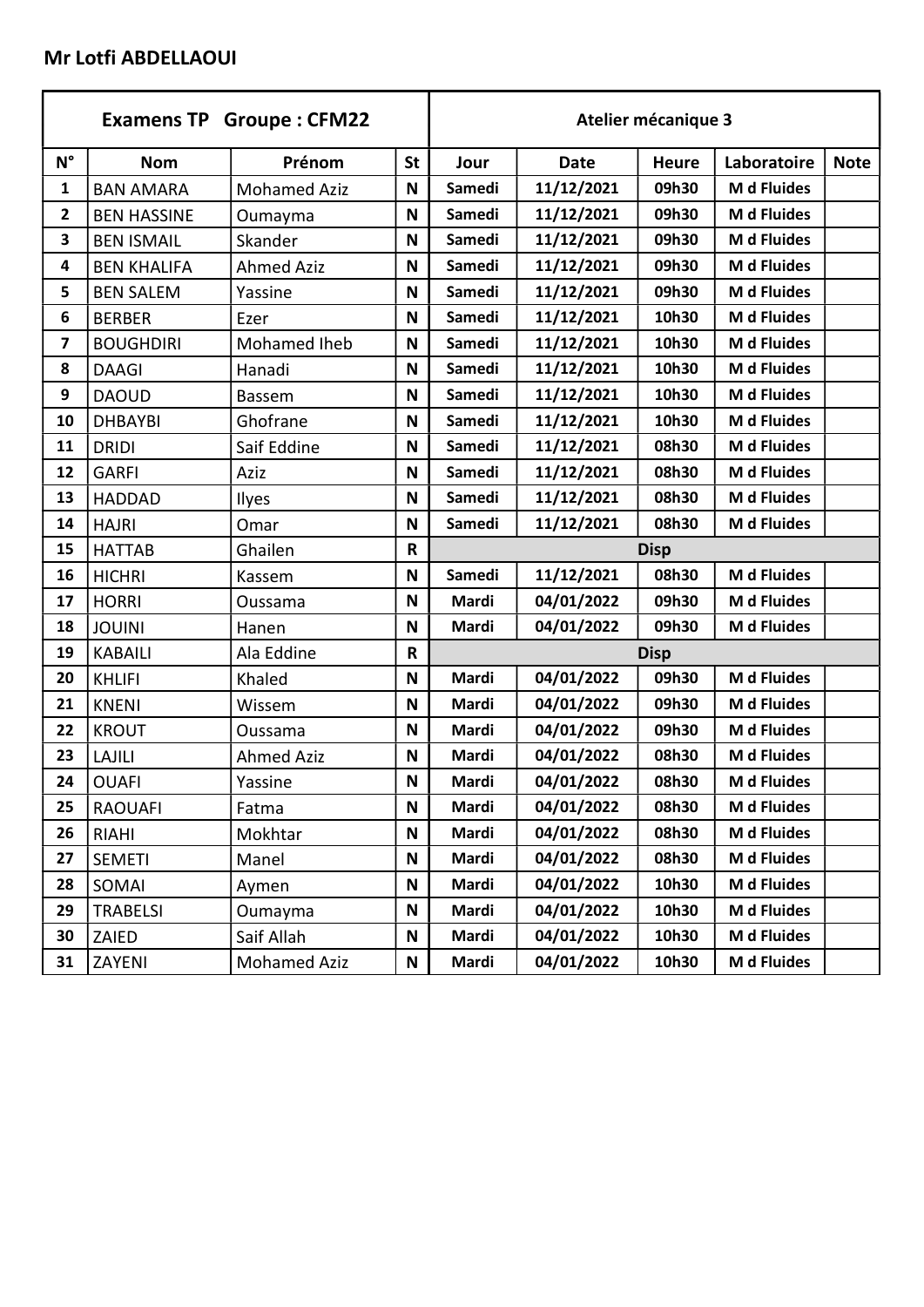**Mr Lotfi ABDELLAOUI**

| Examens TP Groupe : CFM22 | | | | Atelier mécanique 3 | | | | |
|---|---|---|---|---|---|---|---|---|
| N° | Nom | Prénom | St | Jour | Date | Heure | Laboratoire | Note |
| 1 | BAN AMARA | Mohamed Aziz | N | Samedi | 11/12/2021 | 09h30 | M d Fluides | |
| 2 | BEN HASSINE | Oumayma | N | Samedi | 11/12/2021 | 09h30 | M d Fluides | |
| 3 | BEN ISMAIL | Skander | N | Samedi | 11/12/2021 | 09h30 | M d Fluides | |
| 4 | BEN KHALIFA | Ahmed Aziz | N | Samedi | 11/12/2021 | 09h30 | M d Fluides | |
| 5 | BEN SALEM | Yassine | N | Samedi | 11/12/2021 | 09h30 | M d Fluides | |
| 6 | BERBER | Ezer | N | Samedi | 11/12/2021 | 10h30 | M d Fluides | |
| 7 | BOUGHDIRI | Mohamed Iheb | N | Samedi | 11/12/2021 | 10h30 | M d Fluides | |
| 8 | DAAGI | Hanadi | N | Samedi | 11/12/2021 | 10h30 | M d Fluides | |
| 9 | DAOUD | Bassem | N | Samedi | 11/12/2021 | 10h30 | M d Fluides | |
| 10 | DHBAYBI | Ghofrane | N | Samedi | 11/12/2021 | 10h30 | M d Fluides | |
| 11 | DRIDI | Saif Eddine | N | Samedi | 11/12/2021 | 08h30 | M d Fluides | |
| 12 | GARFI | Aziz | N | Samedi | 11/12/2021 | 08h30 | M d Fluides | |
| 13 | HADDAD | Ilyes | N | Samedi | 11/12/2021 | 08h30 | M d Fluides | |
| 14 | HAJRI | Omar | N | Samedi | 11/12/2021 | 08h30 | M d Fluides | |
| 15 | HATTAB | Ghailen | R | Disp | | | | |
| 16 | HICHRI | Kassem | N | Samedi | 11/12/2021 | 08h30 | M d Fluides | |
| 17 | HORRI | Oussama | N | Mardi | 04/01/2022 | 09h30 | M d Fluides | |
| 18 | JOUINI | Hanen | N | Mardi | 04/01/2022 | 09h30 | M d Fluides | |
| 19 | KABAILI | Ala Eddine | R | Disp | | | | |
| 20 | KHLIFI | Khaled | N | Mardi | 04/01/2022 | 09h30 | M d Fluides | |
| 21 | KNENI | Wissem | N | Mardi | 04/01/2022 | 09h30 | M d Fluides | |
| 22 | KROUT | Oussama | N | Mardi | 04/01/2022 | 09h30 | M d Fluides | |
| 23 | LAJILI | Ahmed Aziz | N | Mardi | 04/01/2022 | 08h30 | M d Fluides | |
| 24 | OUAFI | Yassine | N | Mardi | 04/01/2022 | 08h30 | M d Fluides | |
| 25 | RAOUAFI | Fatma | N | Mardi | 04/01/2022 | 08h30 | M d Fluides | |
| 26 | RIAHI | Mokhtar | N | Mardi | 04/01/2022 | 08h30 | M d Fluides | |
| 27 | SEMETI | Manel | N | Mardi | 04/01/2022 | 08h30 | M d Fluides | |
| 28 | SOMAI | Aymen | N | Mardi | 04/01/2022 | 10h30 | M d Fluides | |
| 29 | TRABELSI | Oumayma | N | Mardi | 04/01/2022 | 10h30 | M d Fluides | |
| 30 | ZAIED | Saif Allah | N | Mardi | 04/01/2022 | 10h30 | M d Fluides | |
| 31 | ZAYENI | Mohamed Aziz | N | Mardi | 04/01/2022 | 10h30 | M d Fluides | |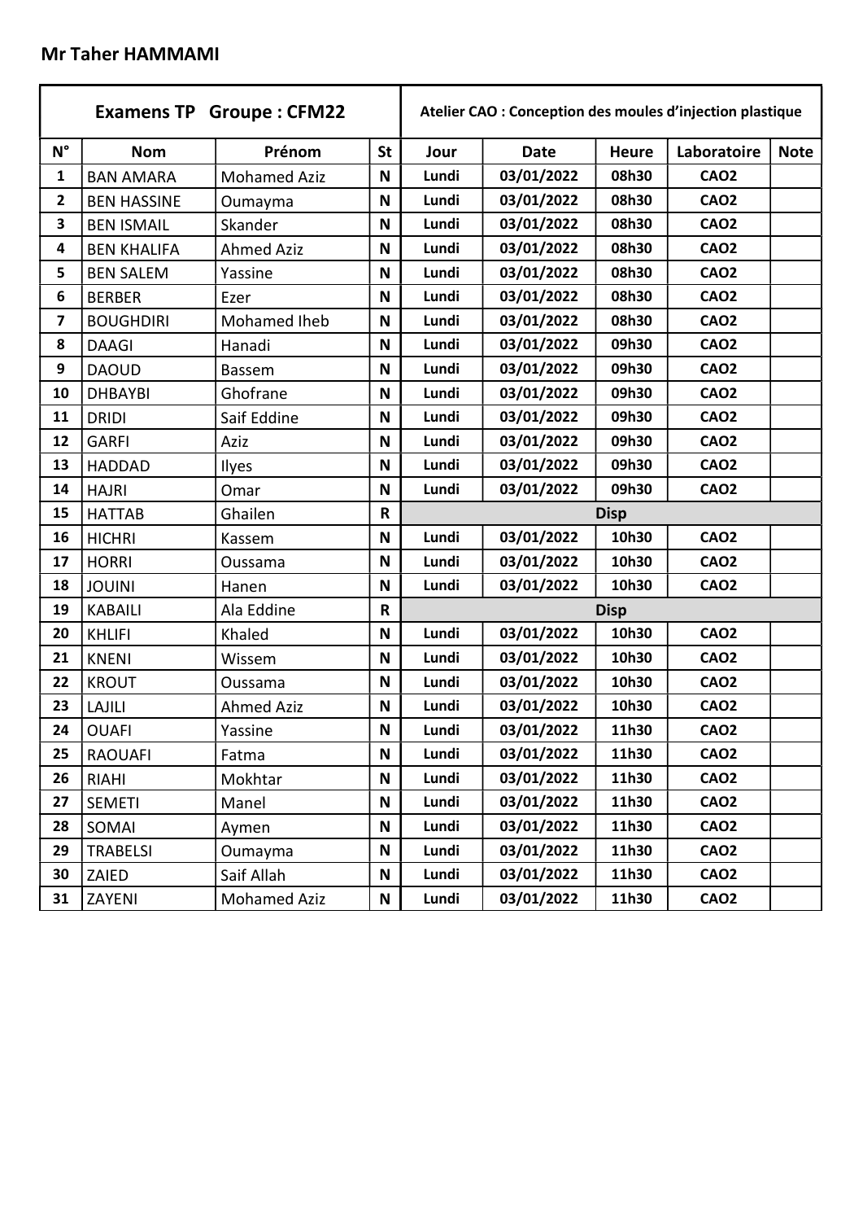**Mr Taher HAMMAMI**

| **Examens TP Groupe : CFM22** | | | | **Atelier CAO : Conception des moules d'injection plastique** | | | | |
|---|---|---|---|---|---|---|---|---|
| **N°** | **Nom** | **Prénom** | **St** | **Jour** | **Date** | **Heure** | **Laboratoire** | **Note** |
| **1** | BAN AMARA | Mohamed Aziz | **N** | **Lundi** | **03/01/2022** | **08h30** | **CAO2** | |
| **2** | BEN HASSINE | Oumayma | **N** | **Lundi** | **03/01/2022** | **08h30** | **CAO2** | |
| **3** | BEN ISMAIL | Skander | **N** | **Lundi** | **03/01/2022** | **08h30** | **CAO2** | |
| **4** | BEN KHALIFA | Ahmed Aziz | **N** | **Lundi** | **03/01/2022** | **08h30** | **CAO2** | |
| **5** | BEN SALEM | Yassine | **N** | **Lundi** | **03/01/2022** | **08h30** | **CAO2** | |
| **6** | BERBER | Ezer | **N** | **Lundi** | **03/01/2022** | **08h30** | **CAO2** | |
| **7** | BOUGHDIRI | Mohamed Iheb | **N** | **Lundi** | **03/01/2022** | **08h30** | **CAO2** | |
| **8** | DAAGI | Hanadi | **N** | **Lundi** | **03/01/2022** | **09h30** | **CAO2** | |
| **9** | DAOUD | Bassem | **N** | **Lundi** | **03/01/2022** | **09h30** | **CAO2** | |
| **10** | DHBAYBI | Ghofrane | **N** | **Lundi** | **03/01/2022** | **09h30** | **CAO2** | |
| **11** | DRIDI | Saif Eddine | **N** | **Lundi** | **03/01/2022** | **09h30** | **CAO2** | |
| **12** | GARFI | Aziz | **N** | **Lundi** | **03/01/2022** | **09h30** | **CAO2** | |
| **13** | HADDAD | Ilyes | **N** | **Lundi** | **03/01/2022** | **09h30** | **CAO2** | |
| **14** | HAJRI | Omar | **N** | **Lundi** | **03/01/2022** | **09h30** | **CAO2** | |
| **15** | HATTAB | Ghailen | **R** | **Disp** | | | | |
| **16** | HICHRI | Kassem | **N** | **Lundi** | **03/01/2022** | **10h30** | **CAO2** | |
| **17** | HORRI | Oussama | **N** | **Lundi** | **03/01/2022** | **10h30** | **CAO2** | |
| **18** | JOUINI | Hanen | **N** | **Lundi** | **03/01/2022** | **10h30** | **CAO2** | |
| **19** | KABAILI | Ala Eddine | **R** | **Disp** | | | | |
| **20** | KHLIFI | Khaled | **N** | **Lundi** | **03/01/2022** | **10h30** | **CAO2** | |
| **21** | KNENI | Wissem | **N** | **Lundi** | **03/01/2022** | **10h30** | **CAO2** | |
| **22** | KROUT | Oussama | **N** | **Lundi** | **03/01/2022** | **10h30** | **CAO2** | |
| **23** | LAJILI | Ahmed Aziz | **N** | **Lundi** | **03/01/2022** | **10h30** | **CAO2** | |
| **24** | OUAFI | Yassine | **N** | **Lundi** | **03/01/2022** | **11h30** | **CAO2** | |
| **25** | RAOUAFI | Fatma | **N** | **Lundi** | **03/01/2022** | **11h30** | **CAO2** | |
| **26** | RIAHI | Mokhtar | **N** | **Lundi** | **03/01/2022** | **11h30** | **CAO2** | |
| **27** | SEMETI | Manel | **N** | **Lundi** | **03/01/2022** | **11h30** | **CAO2** | |
| **28** | SOMAI | Aymen | **N** | **Lundi** | **03/01/2022** | **11h30** | **CAO2** | |
| **29** | TRABELSI | Oumayma | **N** | **Lundi** | **03/01/2022** | **11h30** | **CAO2** | |
| **30** | ZAIED | Saif Allah | **N** | **Lundi** | **03/01/2022** | **11h30** | **CAO2** | |
| **31** | ZAYENI | Mohamed Aziz | **N** | **Lundi** | **03/01/2022** | **11h30** | **CAO2** | |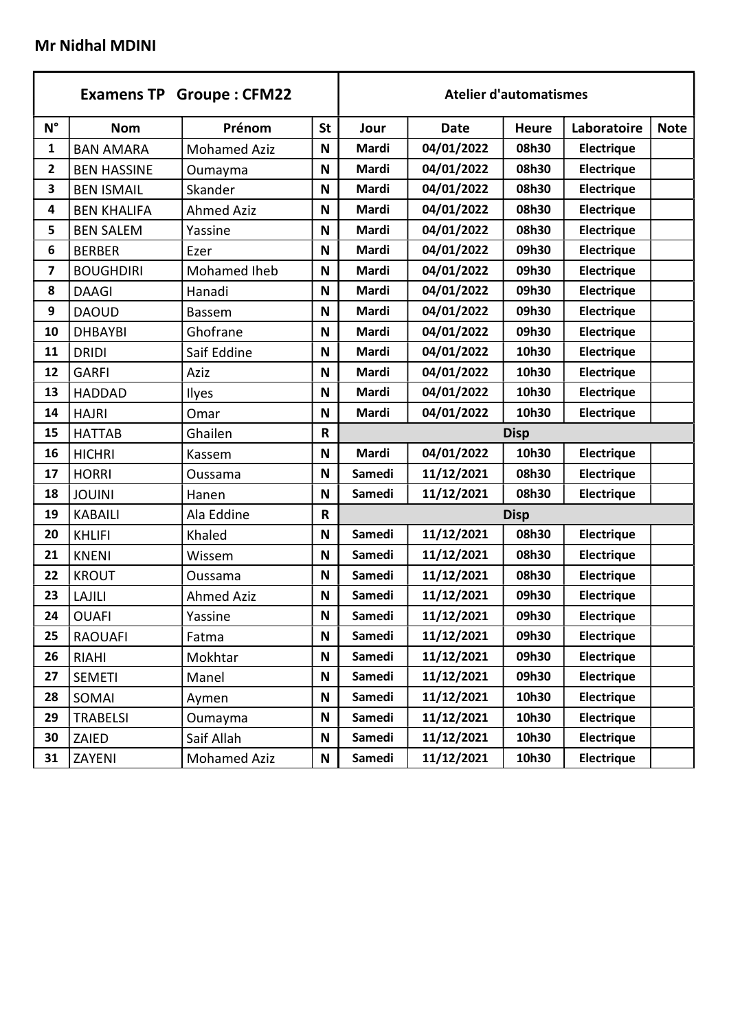**Mr Nidhal MDINI**

| Examens TP Groupe : CFM22 | | | | Atelier d'automatismes | | | | |
|---|---|---|---|---|---|---|---|---|
| **N°** | **Nom** | **Prénom** | **St** | **Jour** | **Date** | **Heure** | **Laboratoire** | **Note** |
| 1 | BAN AMARA | Mohamed Aziz | N | Mardi | 04/01/2022 | 08h30 | Electrique | |
| 2 | BEN HASSINE | Oumayma | N | Mardi | 04/01/2022 | 08h30 | Electrique | |
| 3 | BEN ISMAIL | Skander | N | Mardi | 04/01/2022 | 08h30 | Electrique | |
| 4 | BEN KHALIFA | Ahmed Aziz | N | Mardi | 04/01/2022 | 08h30 | Electrique | |
| 5 | BEN SALEM | Yassine | N | Mardi | 04/01/2022 | 08h30 | Electrique | |
| 6 | BERBER | Ezer | N | Mardi | 04/01/2022 | 09h30 | Electrique | |
| 7 | BOUGHDIRI | Mohamed Iheb | N | Mardi | 04/01/2022 | 09h30 | Electrique | |
| 8 | DAAGI | Hanadi | N | Mardi | 04/01/2022 | 09h30 | Electrique | |
| 9 | DAOUD | Bassem | N | Mardi | 04/01/2022 | 09h30 | Electrique | |
| 10 | DHBAYBI | Ghofrane | N | Mardi | 04/01/2022 | 09h30 | Electrique | |
| 11 | DRIDI | Saif Eddine | N | Mardi | 04/01/2022 | 10h30 | Electrique | |
| 12 | GARFI | Aziz | N | Mardi | 04/01/2022 | 10h30 | Electrique | |
| 13 | HADDAD | Ilyes | N | Mardi | 04/01/2022 | 10h30 | Electrique | |
| 14 | HAJRI | Omar | N | Mardi | 04/01/2022 | 10h30 | Electrique | |
| 15 | HATTAB | Ghailen | R | Disp | | | | |
| 16 | HICHRI | Kassem | N | Mardi | 04/01/2022 | 10h30 | Electrique | |
| 17 | HORRI | Oussama | N | Samedi | 11/12/2021 | 08h30 | Electrique | |
| 18 | JOUINI | Hanen | N | Samedi | 11/12/2021 | 08h30 | Electrique | |
| 19 | KABAILI | Ala Eddine | R | Disp | | | | |
| 20 | KHLIFI | Khaled | N | Samedi | 11/12/2021 | 08h30 | Electrique | |
| 21 | KNENI | Wissem | N | Samedi | 11/12/2021 | 08h30 | Electrique | |
| 22 | KROUT | Oussama | N | Samedi | 11/12/2021 | 08h30 | Electrique | |
| 23 | LAJILI | Ahmed Aziz | N | Samedi | 11/12/2021 | 09h30 | Electrique | |
| 24 | OUAFI | Yassine | N | Samedi | 11/12/2021 | 09h30 | Electrique | |
| 25 | RAOUAFI | Fatma | N | Samedi | 11/12/2021 | 09h30 | Electrique | |
| 26 | RIAHI | Mokhtar | N | Samedi | 11/12/2021 | 09h30 | Electrique | |
| 27 | SEMETI | Manel | N | Samedi | 11/12/2021 | 09h30 | Electrique | |
| 28 | SOMAI | Aymen | N | Samedi | 11/12/2021 | 10h30 | Electrique | |
| 29 | TRABELSI | Oumayma | N | Samedi | 11/12/2021 | 10h30 | Electrique | |
| 30 | ZAIED | Saif Allah | N | Samedi | 11/12/2021 | 10h30 | Electrique | |
| 31 | ZAYENI | Mohamed Aziz | N | Samedi | 11/12/2021 | 10h30 | Electrique | |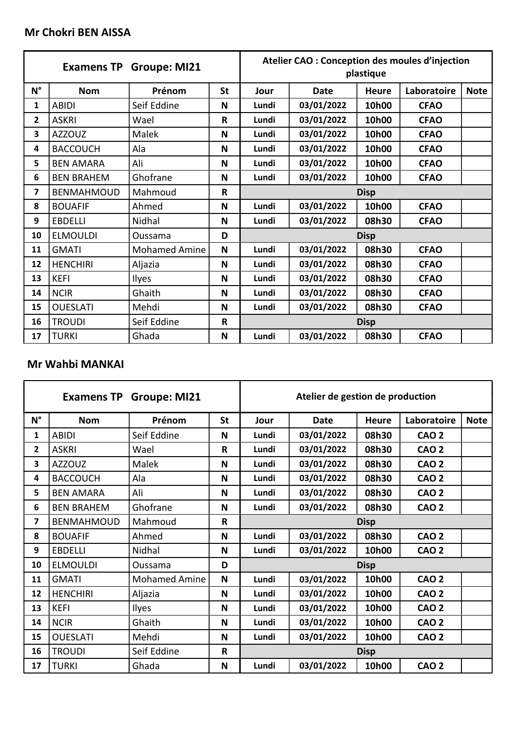**Mr Chokri BEN AISSA**

| Examens TP Groupe: MI21 | | | | Atelier CAO : Conception des moules d'injection plastique | | | | |
|---|---|---|---|---|---|---|---|---|
| N° | Nom | Prénom | St | Jour | Date | Heure | Laboratoire | Note |
| 1 | ABIDI | Seif Eddine | N | Lundi | 03/01/2022 | 10h00 | CFAO | |
| 2 | ASKRI | Wael | R | Lundi | 03/01/2022 | 10h00 | CFAO | |
| 3 | AZZOUZ | Malek | N | Lundi | 03/01/2022 | 10h00 | CFAO | |
| 4 | BACCOUCH | Ala | N | Lundi | 03/01/2022 | 10h00 | CFAO | |
| 5 | BEN AMARA | Ali | N | Lundi | 03/01/2022 | 10h00 | CFAO | |
| 6 | BEN BRAHEM | Ghofrane | N | Lundi | 03/01/2022 | 10h00 | CFAO | |
| 7 | BENMAHMOUD | Mahmoud | R | Disp | | | | |
| 8 | BOUAFIF | Ahmed | N | Lundi | 03/01/2022 | 10h00 | CFAO | |
| 9 | EBDELLI | Nidhal | N | Lundi | 03/01/2022 | 08h30 | CFAO | |
| 10 | ELMOULDI | Oussama | D | Disp | | | | |
| 11 | GMATI | Mohamed Amine | N | Lundi | 03/01/2022 | 08h30 | CFAO | |
| 12 | HENCHIRI | Aljazia | N | Lundi | 03/01/2022 | 08h30 | CFAO | |
| 13 | KEFI | Ilyes | N | Lundi | 03/01/2022 | 08h30 | CFAO | |
| 14 | NCIR | Ghaith | N | Lundi | 03/01/2022 | 08h30 | CFAO | |
| 15 | OUESLATI | Mehdi | N | Lundi | 03/01/2022 | 08h30 | CFAO | |
| 16 | TROUDI | Seif Eddine | R | Disp | | | | |
| 17 | TURKI | Ghada | N | Lundi | 03/01/2022 | 08h30 | CFAO | |

**Mr Wahbi MANKAI**

| Examens TP Groupe: MI21 | | | | Atelier de gestion de production | | | | |
|---|---|---|---|---|---|---|---|---|
| N° | Nom | Prénom | St | Jour | Date | Heure | Laboratoire | Note |
| 1 | ABIDI | Seif Eddine | N | Lundi | 03/01/2022 | 08h30 | CAO 2 | |
| 2 | ASKRI | Wael | R | Lundi | 03/01/2022 | 08h30 | CAO 2 | |
| 3 | AZZOUZ | Malek | N | Lundi | 03/01/2022 | 08h30 | CAO 2 | |
| 4 | BACCOUCH | Ala | N | Lundi | 03/01/2022 | 08h30 | CAO 2 | |
| 5 | BEN AMARA | Ali | N | Lundi | 03/01/2022 | 08h30 | CAO 2 | |
| 6 | BEN BRAHEM | Ghofrane | N | Lundi | 03/01/2022 | 08h30 | CAO 2 | |
| 7 | BENMAHMOUD | Mahmoud | R | Disp | | | | |
| 8 | BOUAFIF | Ahmed | N | Lundi | 03/01/2022 | 08h30 | CAO 2 | |
| 9 | EBDELLI | Nidhal | N | Lundi | 03/01/2022 | 10h00 | CAO 2 | |
| 10 | ELMOULDI | Oussama | D | Disp | | | | |
| 11 | GMATI | Mohamed Amine | N | Lundi | 03/01/2022 | 10h00 | CAO 2 | |
| 12 | HENCHIRI | Aljazia | N | Lundi | 03/01/2022 | 10h00 | CAO 2 | |
| 13 | KEFI | Ilyes | N | Lundi | 03/01/2022 | 10h00 | CAO 2 | |
| 14 | NCIR | Ghaith | N | Lundi | 03/01/2022 | 10h00 | CAO 2 | |
| 15 | OUESLATI | Mehdi | N | Lundi | 03/01/2022 | 10h00 | CAO 2 | |
| 16 | TROUDI | Seif Eddine | R | Disp | | | | |
| 17 | TURKI | Ghada | N | Lundi | 03/01/2022 | 10h00 | CAO 2 | |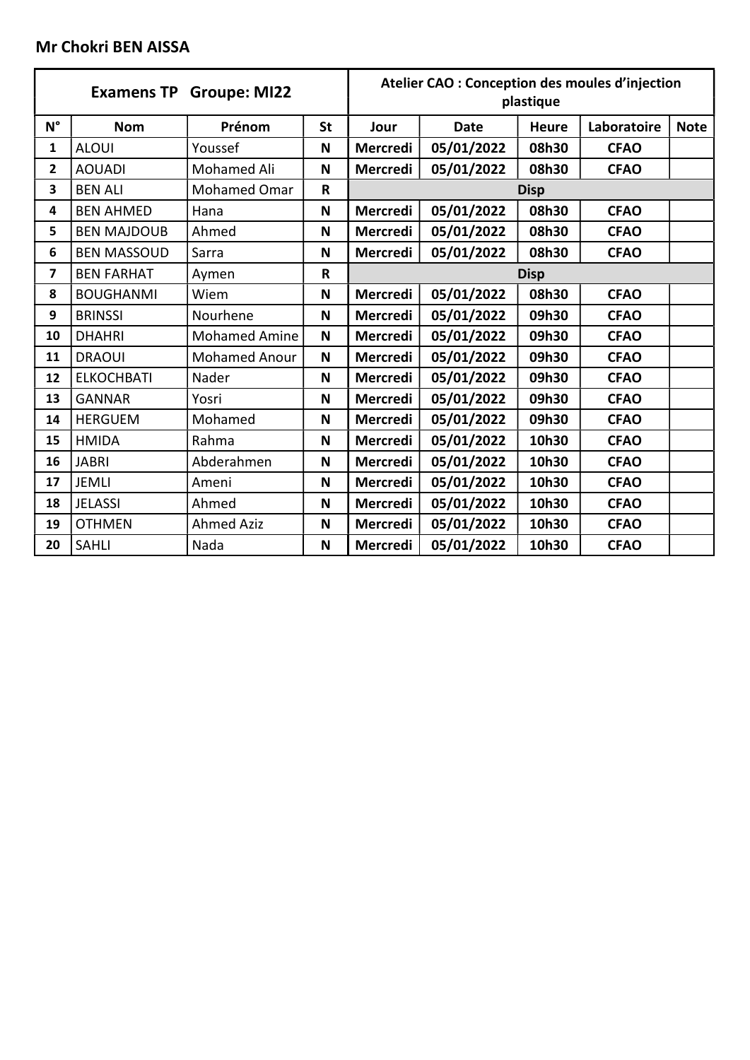**Mr Chokri BEN AISSA**

| Examens TP Groupe: MI22 | | | | Atelier CAO : Conception des moules d'injection plastique | | | | |
|---|---|---|---|---|---|---|---|---|
| N° | Nom | Prénom | St | Jour | Date | Heure | Laboratoire | Note |
| 1 | ALOUI | Youssef | N | Mercredi | 05/01/2022 | 08h30 | CFAO | |
| 2 | AOUADI | Mohamed Ali | N | Mercredi | 05/01/2022 | 08h30 | CFAO | |
| 3 | BEN ALI | Mohamed Omar | R | Disp | | | | |
| 4 | BEN AHMED | Hana | N | Mercredi | 05/01/2022 | 08h30 | CFAO | |
| 5 | BEN MAJDOUB | Ahmed | N | Mercredi | 05/01/2022 | 08h30 | CFAO | |
| 6 | BEN MASSOUD | Sarra | N | Mercredi | 05/01/2022 | 08h30 | CFAO | |
| 7 | BEN FARHAT | Aymen | R | Disp | | | | |
| 8 | BOUGHANMI | Wiem | N | Mercredi | 05/01/2022 | 08h30 | CFAO | |
| 9 | BRINSSI | Nourhene | N | Mercredi | 05/01/2022 | 09h30 | CFAO | |
| 10 | DHAHRI | Mohamed Amine | N | Mercredi | 05/01/2022 | 09h30 | CFAO | |
| 11 | DRAOUI | Mohamed Anour | N | Mercredi | 05/01/2022 | 09h30 | CFAO | |
| 12 | ELKOCHBATI | Nader | N | Mercredi | 05/01/2022 | 09h30 | CFAO | |
| 13 | GANNAR | Yosri | N | Mercredi | 05/01/2022 | 09h30 | CFAO | |
| 14 | HERGUEM | Mohamed | N | Mercredi | 05/01/2022 | 09h30 | CFAO | |
| 15 | HMIDA | Rahma | N | Mercredi | 05/01/2022 | 10h30 | CFAO | |
| 16 | JABRI | Abderahmen | N | Mercredi | 05/01/2022 | 10h30 | CFAO | |
| 17 | JEMLI | Ameni | N | Mercredi | 05/01/2022 | 10h30 | CFAO | |
| 18 | JELASSI | Ahmed | N | Mercredi | 05/01/2022 | 10h30 | CFAO | |
| 19 | OTHMEN | Ahmed Aziz | N | Mercredi | 05/01/2022 | 10h30 | CFAO | |
| 20 | SAHLI | Nada | N | Mercredi | 05/01/2022 | 10h30 | CFAO | |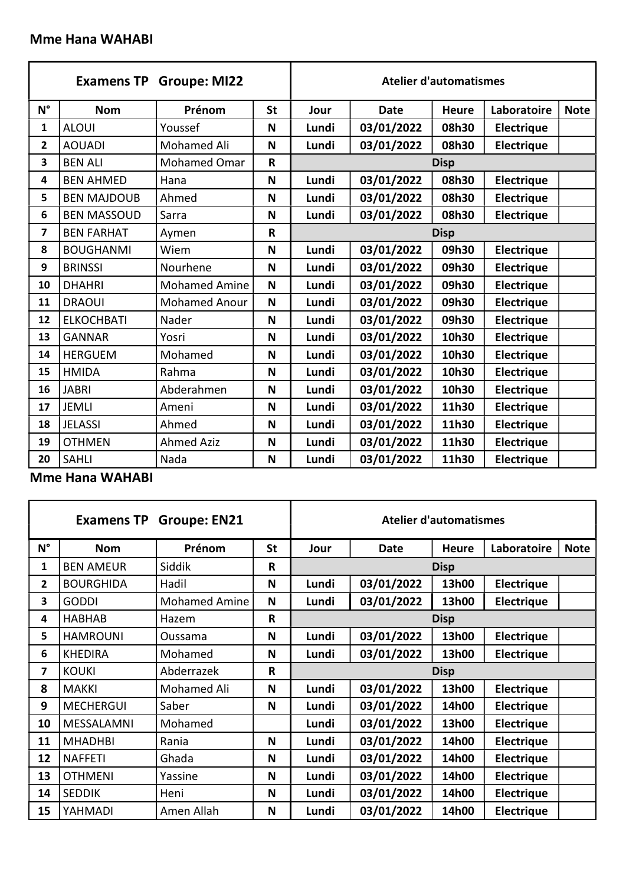**Mme Hana WAHABI**

| Examens TP | Groupe: MI22 | | | Atelier d'automatismes | | | | |
|---|---|---|---|---|---|---|---|---|
| N° | Nom | Prénom | St | Jour | Date | Heure | Laboratoire | Note |
| 1 | ALOUI | Youssef | N | Lundi | 03/01/2022 | 08h30 | Electrique | |
| 2 | AOUADI | Mohamed Ali | N | Lundi | 03/01/2022 | 08h30 | Electrique | |
| 3 | BEN ALI | Mohamed Omar | R | Disp | | | | |
| 4 | BEN AHMED | Hana | N | Lundi | 03/01/2022 | 08h30 | Electrique | |
| 5 | BEN MAJDOUB | Ahmed | N | Lundi | 03/01/2022 | 08h30 | Electrique | |
| 6 | BEN MASSOUD | Sarra | N | Lundi | 03/01/2022 | 08h30 | Electrique | |
| 7 | BEN FARHAT | Aymen | R | Disp | | | | |
| 8 | BOUGHANMI | Wiem | N | Lundi | 03/01/2022 | 09h30 | Electrique | |
| 9 | BRINSSI | Nourhene | N | Lundi | 03/01/2022 | 09h30 | Electrique | |
| 10 | DHAHRI | Mohamed Amine | N | Lundi | 03/01/2022 | 09h30 | Electrique | |
| 11 | DRAOUI | Mohamed Anour | N | Lundi | 03/01/2022 | 09h30 | Electrique | |
| 12 | ELKOCHBATI | Nader | N | Lundi | 03/01/2022 | 09h30 | Electrique | |
| 13 | GANNAR | Yosri | N | Lundi | 03/01/2022 | 10h30 | Electrique | |
| 14 | HERGUEM | Mohamed | N | Lundi | 03/01/2022 | 10h30 | Electrique | |
| 15 | HMIDA | Rahma | N | Lundi | 03/01/2022 | 10h30 | Electrique | |
| 16 | JABRI | Abderahmen | N | Lundi | 03/01/2022 | 10h30 | Electrique | |
| 17 | JEMLI | Ameni | N | Lundi | 03/01/2022 | 11h30 | Electrique | |
| 18 | JELASSI | Ahmed | N | Lundi | 03/01/2022 | 11h30 | Electrique | |
| 19 | OTHMEN | Ahmed Aziz | N | Lundi | 03/01/2022 | 11h30 | Electrique | |
| 20 | SAHLI | Nada | N | Lundi | 03/01/2022 | 11h30 | Electrique | |

**Mme Hana WAHABI**

| Examens TP | Groupe: EN21 | | | Atelier d'automatismes | | | | |
|---|---|---|---|---|---|---|---|---|
| N° | Nom | Prénom | St | Jour | Date | Heure | Laboratoire | Note |
| 1 | BEN AMEUR | Siddik | R | Disp | | | | |
| 2 | BOURGHIDA | Hadil | N | Lundi | 03/01/2022 | 13h00 | Electrique | |
| 3 | GODDI | Mohamed Amine | N | Lundi | 03/01/2022 | 13h00 | Electrique | |
| 4 | HABHAB | Hazem | R | Disp | | | | |
| 5 | HAMROUNI | Oussama | N | Lundi | 03/01/2022 | 13h00 | Electrique | |
| 6 | KHEDIRA | Mohamed | N | Lundi | 03/01/2022 | 13h00 | Electrique | |
| 7 | KOUKI | Abderrazek | R | Disp | | | | |
| 8 | MAKKI | Mohamed Ali | N | Lundi | 03/01/2022 | 13h00 | Electrique | |
| 9 | MECHERGUI | Saber | N | Lundi | 03/01/2022 | 14h00 | Electrique | |
| 10 | MESSALAMNI | Mohamed | | Lundi | 03/01/2022 | 13h00 | Electrique | |
| 11 | MHADHBI | Rania | N | Lundi | 03/01/2022 | 14h00 | Electrique | |
| 12 | NAFFETI | Ghada | N | Lundi | 03/01/2022 | 14h00 | Electrique | |
| 13 | OTHMENI | Yassine | N | Lundi | 03/01/2022 | 14h00 | Electrique | |
| 14 | SEDDIK | Heni | N | Lundi | 03/01/2022 | 14h00 | Electrique | |
| 15 | YAHMADI | Amen Allah | N | Lundi | 03/01/2022 | 14h00 | Electrique | |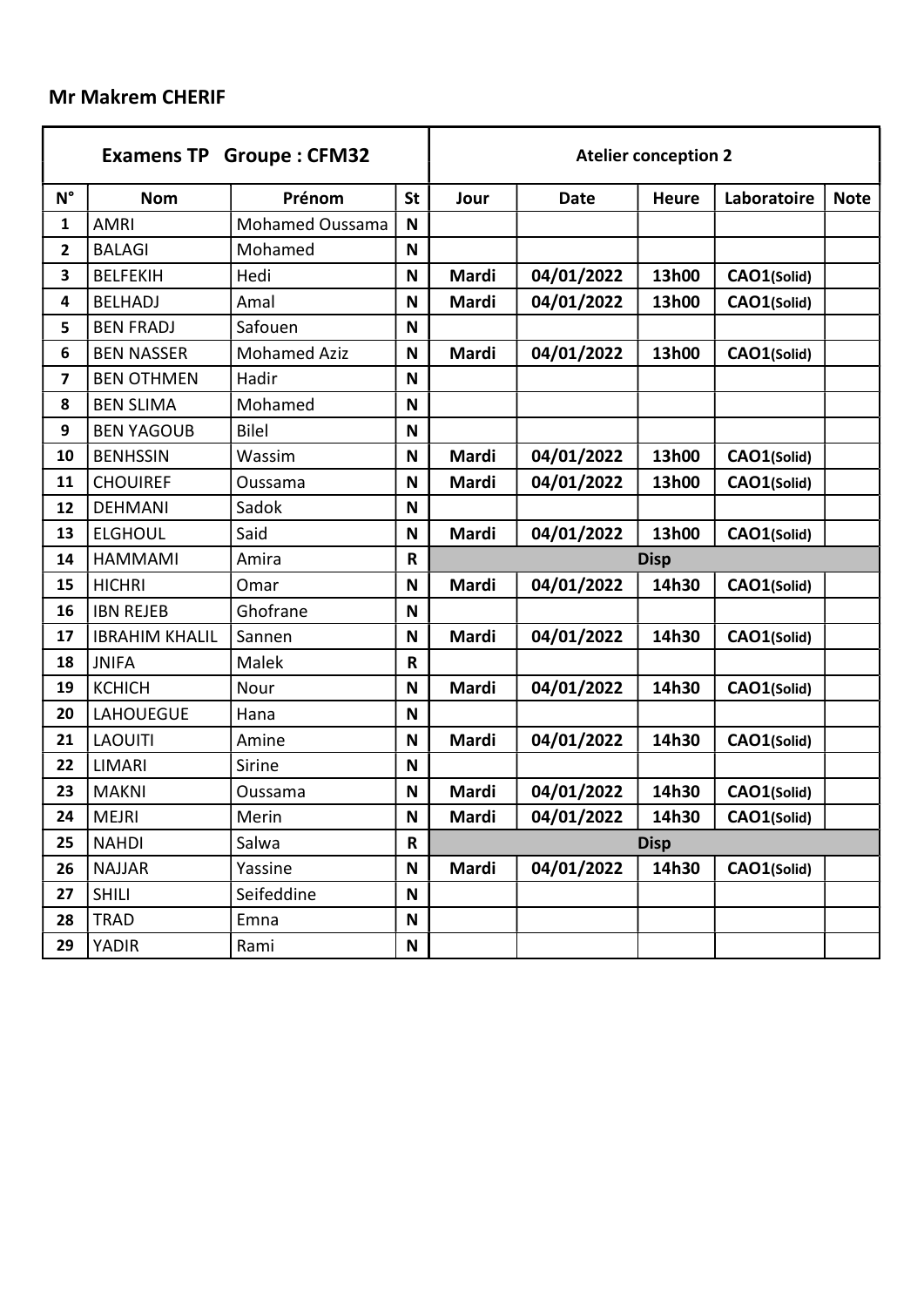**Mr Makrem CHERIF**

| Examens TP Groupe : CFM32 | | | | Atelier conception 2 | | | | |
|---|---|---|---|---|---|---|---|---|
| N° | Nom | Prénom | St | Jour | Date | Heure | Laboratoire | Note |
| 1 | AMRI | Mohamed Oussama | N | | | | | |
| 2 | BALAGI | Mohamed | N | | | | | |
| 3 | BELFEKIH | Hedi | N | Mardi | 04/01/2022 | 13h00 | CAO1(Solid) | |
| 4 | BELHADJ | Amal | N | Mardi | 04/01/2022 | 13h00 | CAO1(Solid) | |
| 5 | BEN FRADJ | Safouen | N | | | | | |
| 6 | BEN NASSER | Mohamed Aziz | N | Mardi | 04/01/2022 | 13h00 | CAO1(Solid) | |
| 7 | BEN OTHMEN | Hadir | N | | | | | |
| 8 | BEN SLIMA | Mohamed | N | | | | | |
| 9 | BEN YAGOUB | Bilel | N | | | | | |
| 10 | BENHSSIN | Wassim | N | Mardi | 04/01/2022 | 13h00 | CAO1(Solid) | |
| 11 | CHOUIREF | Oussama | N | Mardi | 04/01/2022 | 13h00 | CAO1(Solid) | |
| 12 | DEHMANI | Sadok | N | | | | | |
| 13 | ELGHOUL | Said | N | Mardi | 04/01/2022 | 13h00 | CAO1(Solid) | |
| 14 | HAMMAMI | Amira | R | Disp | | | | |
| 15 | HICHRI | Omar | N | Mardi | 04/01/2022 | 14h30 | CAO1(Solid) | |
| 16 | IBN REJEB | Ghofrane | N | | | | | |
| 17 | IBRAHIM KHALIL | Sannen | N | Mardi | 04/01/2022 | 14h30 | CAO1(Solid) | |
| 18 | JNIFA | Malek | R | | | | | |
| 19 | KCHICH | Nour | N | Mardi | 04/01/2022 | 14h30 | CAO1(Solid) | |
| 20 | LAHOUEGUE | Hana | N | | | | | |
| 21 | LAOUITI | Amine | N | Mardi | 04/01/2022 | 14h30 | CAO1(Solid) | |
| 22 | LIMARI | Sirine | N | | | | | |
| 23 | MAKNI | Oussama | N | Mardi | 04/01/2022 | 14h30 | CAO1(Solid) | |
| 24 | MEJRI | Merin | N | Mardi | 04/01/2022 | 14h30 | CAO1(Solid) | |
| 25 | NAHDI | Salwa | R | Disp | | | | |
| 26 | NAJJAR | Yassine | N | Mardi | 04/01/2022 | 14h30 | CAO1(Solid) | |
| 27 | SHILI | Seifeddine | N | | | | | |
| 28 | TRAD | Emna | N | | | | | |
| 29 | YADIR | Rami | N | | | | | |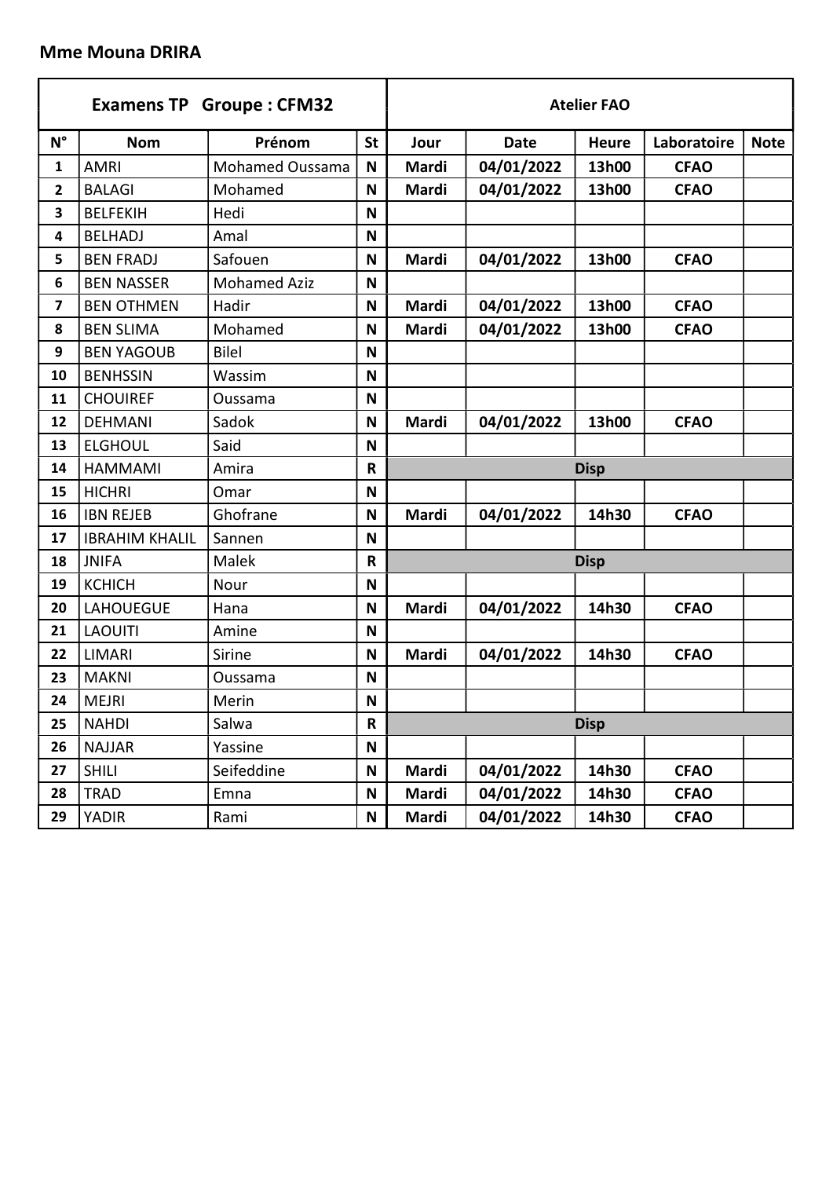**Mme Mouna DRIRA**

| Examens TP Groupe : CFM32 | | | | Atelier FAO | | | | |
|---|---|---|---|---|---|---|---|---|
| N° | Nom | Prénom | St | Jour | Date | Heure | Laboratoire | Note |
| 1 | AMRI | Mohamed Oussama | N | Mardi | 04/01/2022 | 13h00 | CFAO | |
| 2 | BALAGI | Mohamed | N | Mardi | 04/01/2022 | 13h00 | CFAO | |
| 3 | BELFEKIH | Hedi | N | | | | | |
| 4 | BELHADJ | Amal | N | | | | | |
| 5 | BEN FRADJ | Safouen | N | Mardi | 04/01/2022 | 13h00 | CFAO | |
| 6 | BEN NASSER | Mohamed Aziz | N | | | | | |
| 7 | BEN OTHMEN | Hadir | N | Mardi | 04/01/2022 | 13h00 | CFAO | |
| 8 | BEN SLIMA | Mohamed | N | Mardi | 04/01/2022 | 13h00 | CFAO | |
| 9 | BEN YAGOUB | Bilel | N | | | | | |
| 10 | BENHSSIN | Wassim | N | | | | | |
| 11 | CHOUIREF | Oussama | N | | | | | |
| 12 | DEHMANI | Sadok | N | Mardi | 04/01/2022 | 13h00 | CFAO | |
| 13 | ELGHOUL | Said | N | | | | | |
| 14 | HAMMAMI | Amira | R | Disp | | | | |
| 15 | HICHRI | Omar | N | | | | | |
| 16 | IBN REJEB | Ghofrane | N | Mardi | 04/01/2022 | 14h30 | CFAO | |
| 17 | IBRAHIM KHALIL | Sannen | N | | | | | |
| 18 | JNIFA | Malek | R | Disp | | | | |
| 19 | KCHICH | Nour | N | | | | | |
| 20 | LAHOUEGUE | Hana | N | Mardi | 04/01/2022 | 14h30 | CFAO | |
| 21 | LAOUITI | Amine | N | | | | | |
| 22 | LIMARI | Sirine | N | Mardi | 04/01/2022 | 14h30 | CFAO | |
| 23 | MAKNI | Oussama | N | | | | | |
| 24 | MEJRI | Merin | N | | | | | |
| 25 | NAHDI | Salwa | R | Disp | | | | |
| 26 | NAJJAR | Yassine | N | | | | | |
| 27 | SHILI | Seifeddine | N | Mardi | 04/01/2022 | 14h30 | CFAO | |
| 28 | TRAD | Emna | N | Mardi | 04/01/2022 | 14h30 | CFAO | |
| 29 | YADIR | Rami | N | Mardi | 04/01/2022 | 14h30 | CFAO | |